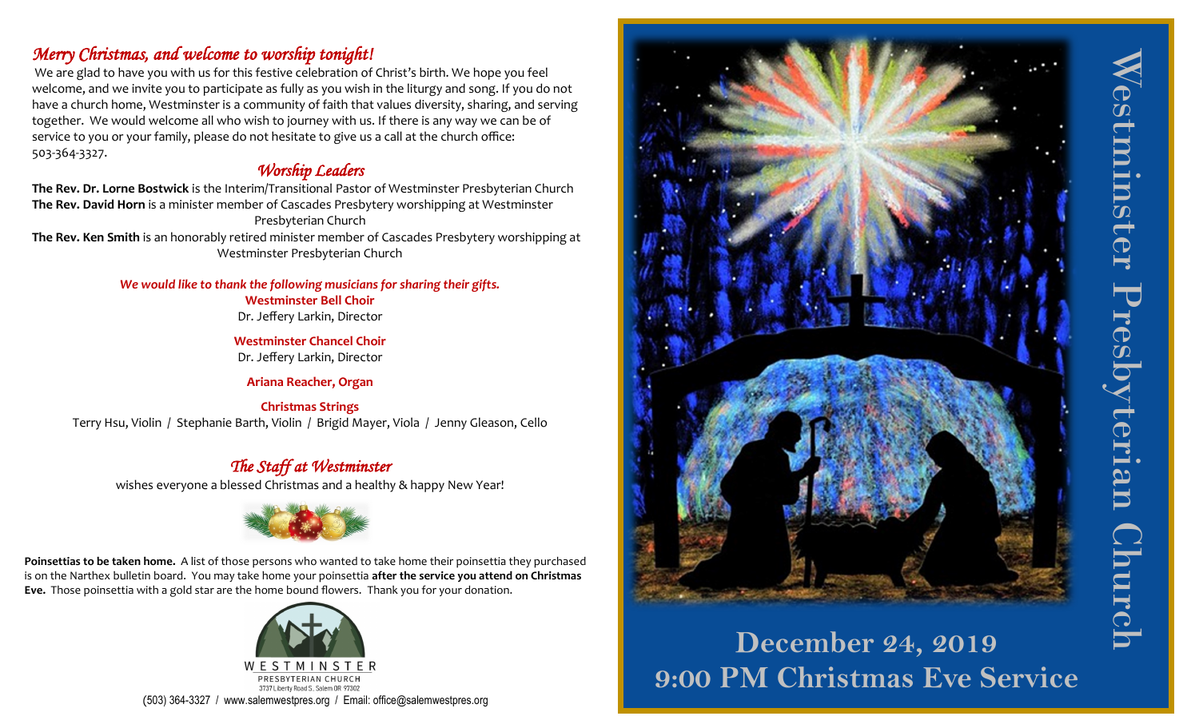## *Merry Christmas, and welcome to worship tonight!*

We are glad to have you with us for this festive celebration of Christ's birth. We hope you feel welcome, and we invite you to participate as fully as you wish in the liturgy and song. If you do not have a church home, Westminster is a community of faith that values diversity, sharing, and serving together. We would welcome all who wish to journey with us. If there is any way we can be of service to you or your family, please do not hesitate to give us a call at the church office: 503-364-3327.

## *Worship Leaders*

**The Rev. Dr. Lorne Bostwick** is the Interim/Transitional Pastor of Westminster Presbyterian Church

**The Rev. David Horn** is a minister member of Cascades Presbytery worshipping at Westminster Presbyterian Church

**The Rev. Ken Smith** is an honorably retired minister member of Cascades Presbytery worshipping at Westminster Presbyterian Church

***We would like to thank the following musicians for sharing their gifts.***

**Westminster Bell Choir**
Dr. Jeffery Larkin, Director

**Westminster Chancel Choir**
Dr. Jeffery Larkin, Director

**Ariana Reacher, Organ**

**Christmas Strings**
Terry Hsu, Violin / Stephanie Barth, Violin / Brigid Mayer, Viola / Jenny Gleason, Cello

## *The Staff at Westminster*

wishes everyone a blessed Christmas and a healthy & happy New Year!

**Poinsettias to be taken home.** A list of those persons who wanted to take home their poinsettia they purchased is on the Narthex bulletin board. You may take home your poinsettia **after the service you attend on Christmas Eve.** Those poinsettia with a gold star are the home bound flowers. Thank you for your donation.

WESTMINSTER PRESBYTERIAN CHURCH
3737 Liberty Road S., Salem OR 97302
(503) 364-3327 / www.salemwestpres.org / Email: office@salemwestpres.org

# Westminster Presbyterian Church

**December 24, 2019**
**9:00 PM Christmas Eve Service**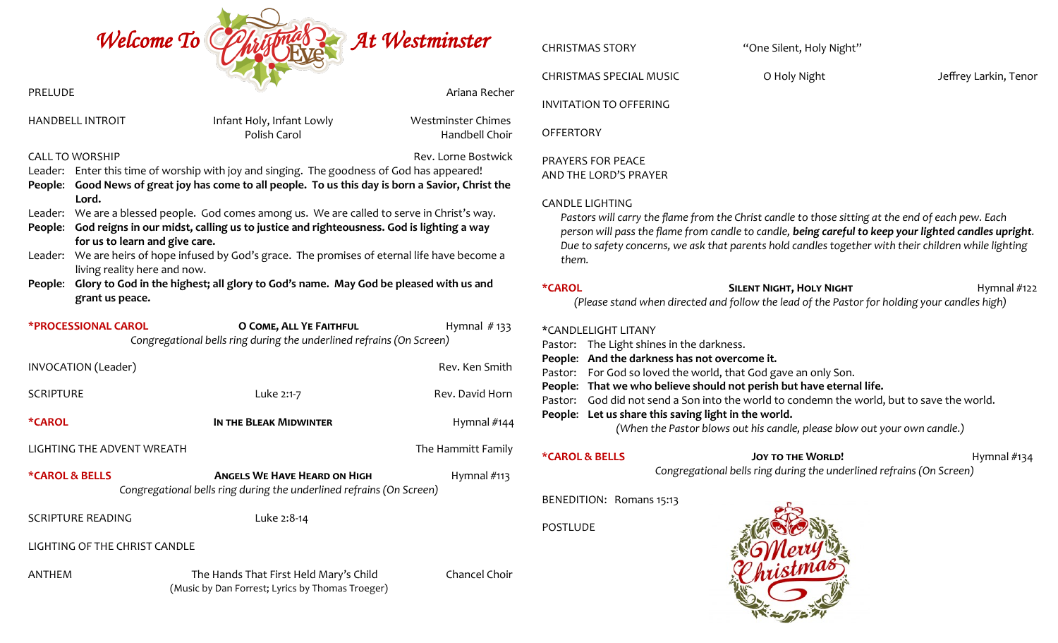# *Welcome To Christmas Eve At Westminster*

PRELUDE — Ariana Recher

HANDBELL INTROIT — Infant Holy, Infant Lowly, Polish Carol — Westminster Chimes Handbell Choir

CALL TO WORSHIP — Rev. Lorne Bostwick

Leader: Enter this time of worship with joy and singing. The goodness of God has appeared!

**People: Good News of great joy has come to all people. To us this day is born a Savior, Christ the Lord.**

Leader: We are a blessed people. God comes among us. We are called to serve in Christ's way.

**People: God reigns in our midst, calling us to justice and righteousness. God is lighting a way for us to learn and give care.**

Leader: We are heirs of hope infused by God's grace. The promises of eternal life have become a living reality here and now.

**People: Glory to God in the highest; all glory to God's name. May God be pleased with us and grant us peace.**

**\*PROCESSIONAL CAROL** — **O COME, ALL YE FAITHFUL** — Hymnal # 133

*Congregational bells ring during the underlined refrains (On Screen)*

INVOCATION (Leader) — Rev. Ken Smith

SCRIPTURE — Luke 2:1-7 — Rev. David Horn

**\*CAROL** — **IN THE BLEAK MIDWINTER** — Hymnal #144

LIGHTING THE ADVENT WREATH — The Hammitt Family

**\*CAROL & BELLS** — **ANGELS WE HAVE HEARD ON HIGH** — Hymnal #113

*Congregational bells ring during the underlined refrains (On Screen)*

SCRIPTURE READING — Luke 2:8-14

LIGHTING OF THE CHRIST CANDLE

ANTHEM — The Hands That First Held Mary's Child (Music by Dan Forrest; Lyrics by Thomas Troeger) — Chancel Choir

CHRISTMAS STORY — "One Silent, Holy Night"

CHRISTMAS SPECIAL MUSIC — O Holy Night — Jeffrey Larkin, Tenor

INVITATION TO OFFERING

OFFERTORY

PRAYERS FOR PEACE
AND THE LORD'S PRAYER

CANDLE LIGHTING

*Pastors will carry the flame from the Christ candle to those sitting at the end of each pew. Each person will pass the flame from candle to candle, **being careful to keep your lighted candles upright**. Due to safety concerns, we ask that parents hold candles together with their children while lighting them.*

**\*CAROL** — **SILENT NIGHT, HOLY NIGHT** — Hymnal #122

*(Please stand when directed and follow the lead of the Pastor for holding your candles high)*

\*CANDLELIGHT LITANY

Pastor: The Light shines in the darkness.

**People: And the darkness has not overcome it.**

Pastor: For God so loved the world, that God gave an only Son.

**People: That we who believe should not perish but have eternal life.**

Pastor: God did not send a Son into the world to condemn the world, but to save the world.

**People: Let us share this saving light in the world.**

*(When the Pastor blows out his candle, please blow out your own candle.)*

**\*CAROL & BELLS** — **JOY TO THE WORLD!** — Hymnal #134

*Congregational bells ring during the underlined refrains (On Screen)*

BENEDICTION: Romans 15:13

POSTLUDE

Merry Christmas